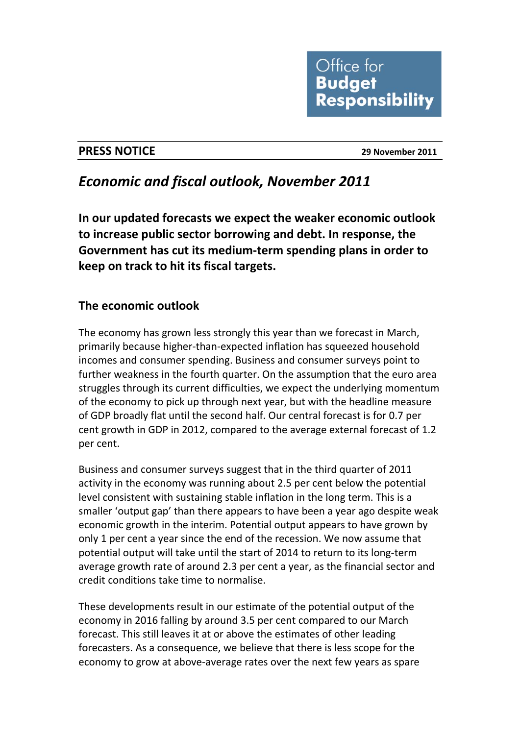Office for **Budget Responsibility**

**PRESS NOTICE** **29 November 2011**

# *Economic and fiscal outlook, November 2011*

**In our updated forecasts we expect the weaker economic outlook to increase public sector borrowing and debt. In response, the Government has cut its medium-term spending plans in order to keep on track to hit its fiscal targets.**

## The economic outlook

The economy has grown less strongly this year than we forecast in March, primarily because higher-than-expected inflation has squeezed household incomes and consumer spending. Business and consumer surveys point to further weakness in the fourth quarter. On the assumption that the euro area struggles through its current difficulties, we expect the underlying momentum of the economy to pick up through next year, but with the headline measure of GDP broadly flat until the second half. Our central forecast is for 0.7 per cent growth in GDP in 2012, compared to the average external forecast of 1.2 per cent.

Business and consumer surveys suggest that in the third quarter of 2011 activity in the economy was running about 2.5 per cent below the potential level consistent with sustaining stable inflation in the long term. This is a smaller 'output gap' than there appears to have been a year ago despite weak economic growth in the interim. Potential output appears to have grown by only 1 per cent a year since the end of the recession. We now assume that potential output will take until the start of 2014 to return to its long-term average growth rate of around 2.3 per cent a year, as the financial sector and credit conditions take time to normalise.

These developments result in our estimate of the potential output of the economy in 2016 falling by around 3.5 per cent compared to our March forecast. This still leaves it at or above the estimates of other leading forecasters. As a consequence, we believe that there is less scope for the economy to grow at above-average rates over the next few years as spare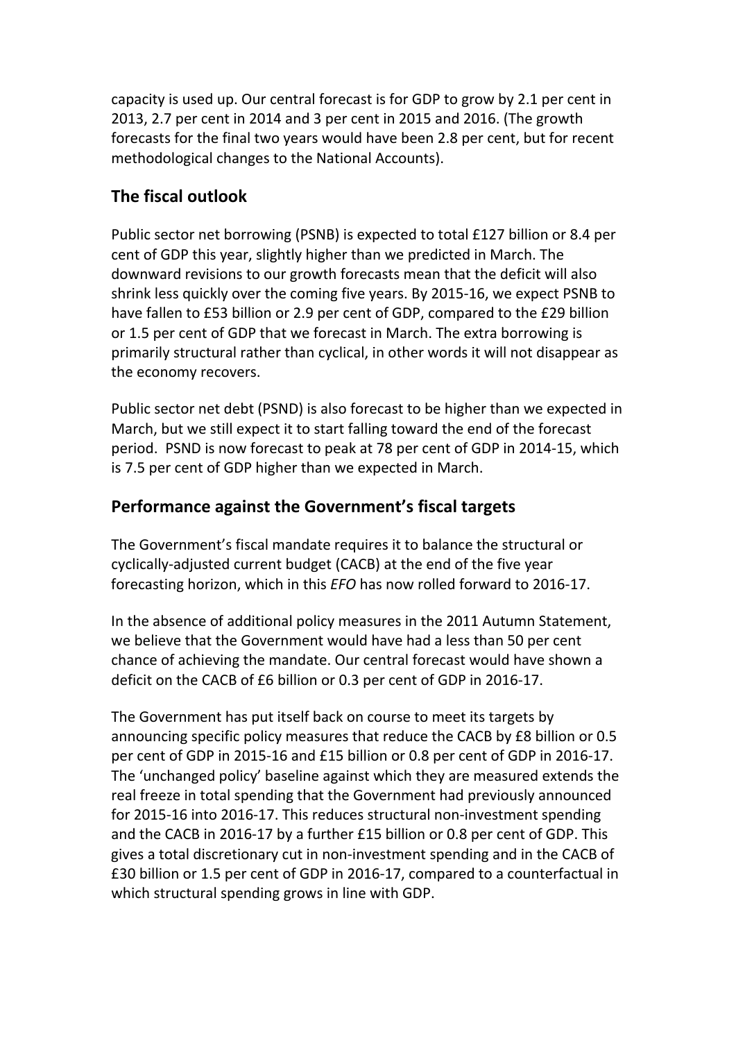capacity is used up. Our central forecast is for GDP to grow by 2.1 per cent in 2013, 2.7 per cent in 2014 and 3 per cent in 2015 and 2016. (The growth forecasts for the final two years would have been 2.8 per cent, but for recent methodological changes to the National Accounts).

## The fiscal outlook

Public sector net borrowing (PSNB) is expected to total £127 billion or 8.4 per cent of GDP this year, slightly higher than we predicted in March. The downward revisions to our growth forecasts mean that the deficit will also shrink less quickly over the coming five years. By 2015-16, we expect PSNB to have fallen to £53 billion or 2.9 per cent of GDP, compared to the £29 billion or 1.5 per cent of GDP that we forecast in March. The extra borrowing is primarily structural rather than cyclical, in other words it will not disappear as the economy recovers.

Public sector net debt (PSND) is also forecast to be higher than we expected in March, but we still expect it to start falling toward the end of the forecast period. PSND is now forecast to peak at 78 per cent of GDP in 2014-15, which is 7.5 per cent of GDP higher than we expected in March.

## Performance against the Government's fiscal targets

The Government's fiscal mandate requires it to balance the structural or cyclically-adjusted current budget (CACB) at the end of the five year forecasting horizon, which in this *EFO* has now rolled forward to 2016-17.

In the absence of additional policy measures in the 2011 Autumn Statement, we believe that the Government would have had a less than 50 per cent chance of achieving the mandate. Our central forecast would have shown a deficit on the CACB of £6 billion or 0.3 per cent of GDP in 2016-17.

The Government has put itself back on course to meet its targets by announcing specific policy measures that reduce the CACB by £8 billion or 0.5 per cent of GDP in 2015-16 and £15 billion or 0.8 per cent of GDP in 2016-17. The 'unchanged policy' baseline against which they are measured extends the real freeze in total spending that the Government had previously announced for 2015-16 into 2016-17. This reduces structural non-investment spending and the CACB in 2016-17 by a further £15 billion or 0.8 per cent of GDP. This gives a total discretionary cut in non-investment spending and in the CACB of £30 billion or 1.5 per cent of GDP in 2016-17, compared to a counterfactual in which structural spending grows in line with GDP.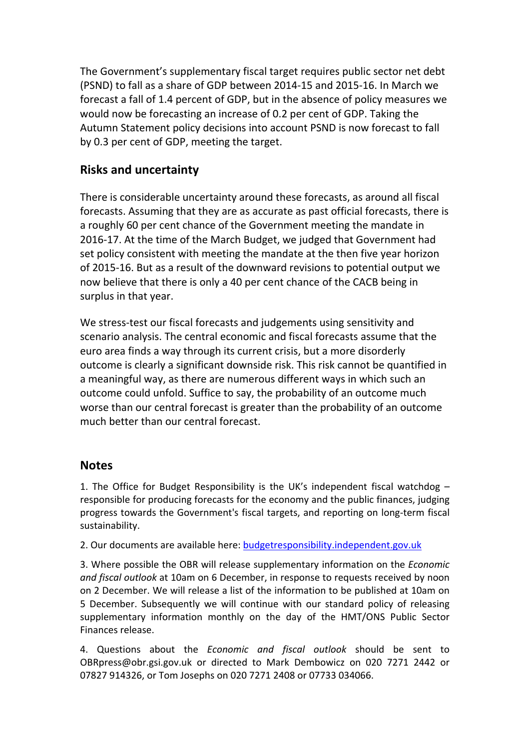The Government's supplementary fiscal target requires public sector net debt (PSND) to fall as a share of GDP between 2014-15 and 2015-16. In March we forecast a fall of 1.4 percent of GDP, but in the absence of policy measures we would now be forecasting an increase of 0.2 per cent of GDP. Taking the Autumn Statement policy decisions into account PSND is now forecast to fall by 0.3 per cent of GDP, meeting the target.

## Risks and uncertainty

There is considerable uncertainty around these forecasts, as around all fiscal forecasts. Assuming that they are as accurate as past official forecasts, there is a roughly 60 per cent chance of the Government meeting the mandate in 2016-17. At the time of the March Budget, we judged that Government had set policy consistent with meeting the mandate at the then five year horizon of 2015-16. But as a result of the downward revisions to potential output we now believe that there is only a 40 per cent chance of the CACB being in surplus in that year.

We stress-test our fiscal forecasts and judgements using sensitivity and scenario analysis. The central economic and fiscal forecasts assume that the euro area finds a way through its current crisis, but a more disorderly outcome is clearly a significant downside risk. This risk cannot be quantified in a meaningful way, as there are numerous different ways in which such an outcome could unfold. Suffice to say, the probability of an outcome much worse than our central forecast is greater than the probability of an outcome much better than our central forecast.

## Notes

1. The Office for Budget Responsibility is the UK's independent fiscal watchdog – responsible for producing forecasts for the economy and the public finances, judging progress towards the Government's fiscal targets, and reporting on long-term fiscal sustainability.

2. Our documents are available here: budgetresponsibility.independent.gov.uk

3. Where possible the OBR will release supplementary information on the *Economic and fiscal outlook* at 10am on 6 December, in response to requests received by noon on 2 December. We will release a list of the information to be published at 10am on 5 December. Subsequently we will continue with our standard policy of releasing supplementary information monthly on the day of the HMT/ONS Public Sector Finances release.

4. Questions about the *Economic and fiscal outlook* should be sent to OBRpress@obr.gsi.gov.uk or directed to Mark Dembowicz on 020 7271 2442 or 07827 914326, or Tom Josephs on 020 7271 2408 or 07733 034066.